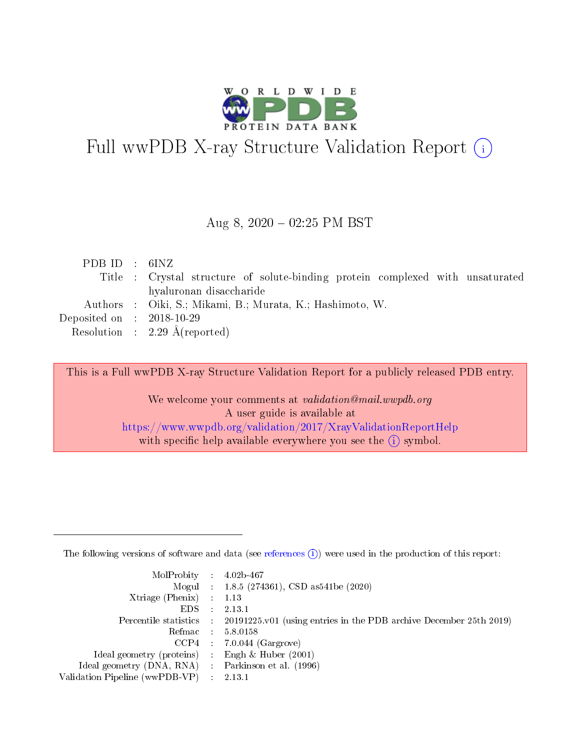# Full wwPDB X-ray Structure Validation Report

Aug 8, 2020 – 02:25 PM BST

| | | |
|---|---|---|
| PDB ID | : | 6INZ |
| Title | : | Crystal structure of solute-binding protein complexed with unsaturated hyaluronan disaccharide |
| Authors | : | Oiki, S.; Mikami, B.; Murata, K.; Hashimoto, W. |
| Deposited on | : | 2018-10-29 |
| Resolution | : | 2.29 Å(reported) |

This is a Full wwPDB X-ray Structure Validation Report for a publicly released PDB entry.

We welcome your comments at *validation@mail.wwpdb.org*
A user guide is available at
https://www.wwpdb.org/validation/2017/XrayValidationReportHelp
with specific help available everywhere you see the (i) symbol.

---

The following versions of software and data (see references (i)) were used in the production of this report:

| | | |
|---|---|---|
| MolProbity | : | 4.02b-467 |
| Mogul | : | 1.8.5 (274361), CSD as541be (2020) |
| Xtriage (Phenix) | : | 1.13 |
| EDS | : | 2.13.1 |
| Percentile statistics | : | 20191225.v01 (using entries in the PDB archive December 25th 2019) |
| Refmac | : | 5.8.0158 |
| CCP4 | : | 7.0.044 (Gargrove) |
| Ideal geometry (proteins) | : | Engh & Huber (2001) |
| Ideal geometry (DNA, RNA) | : | Parkinson et al. (1996) |
| Validation Pipeline (wwPDB-VP) | : | 2.13.1 |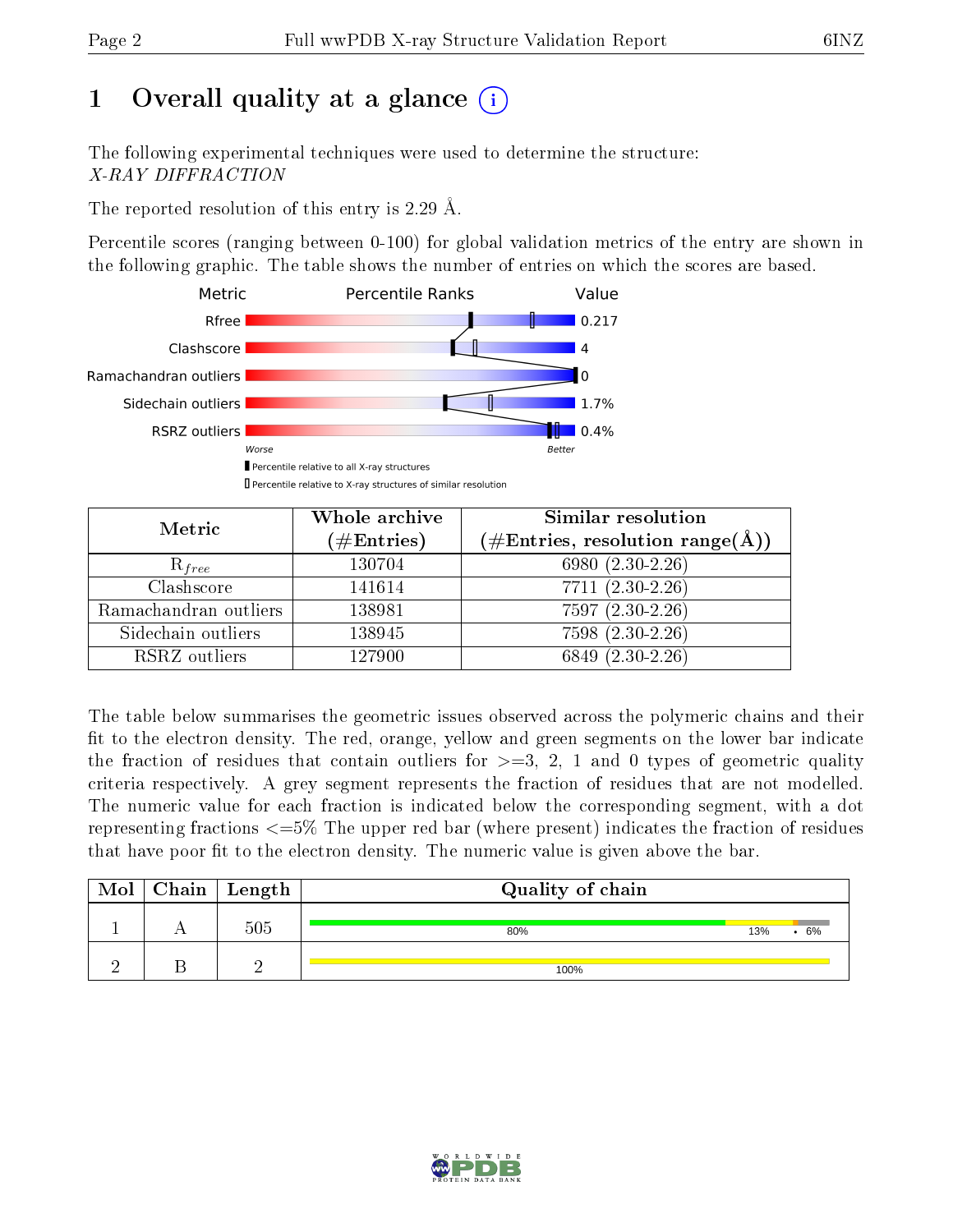# 1 Overall quality at a glance

The following experimental techniques were used to determine the structure: *X-RAY DIFFRACTION*

The reported resolution of this entry is 2.29 Å.

Percentile scores (ranging between 0-100) for global validation metrics of the entry are shown in the following graphic. The table shows the number of entries on which the scores are based.

Metric

Percentile Ranks

Value

Rfree 0.217

Clashscore 4

Ramachandran outliers 0

Sidechain outliers 1.7%

RSRZ outliers 0.4%

Worse

Better

Percentile relative to all X-ray structures

Percentile relative to X-ray structures of similar resolution

| Metric | Whole archive (#Entries) | Similar resolution (#Entries, resolution range(Å)) |
|---|---|---|
| $R_{free}$ | 130704 | 6980 (2.30-2.26) |
| Clashscore | 141614 | 7711 (2.30-2.26) |
| Ramachandran outliers | 138981 | 7597 (2.30-2.26) |
| Sidechain outliers | 138945 | 7598 (2.30-2.26) |
| RSRZ outliers | 127900 | 6849 (2.30-2.26) |

The table below summarises the geometric issues observed across the polymeric chains and their fit to the electron density. The red, orange, yellow and green segments on the lower bar indicate the fraction of residues that contain outliers for >=3, 2, 1 and 0 types of geometric quality criteria respectively. A grey segment represents the fraction of residues that are not modelled. The numeric value for each fraction is indicated below the corresponding segment, with a dot representing fractions <=5% The upper red bar (where present) indicates the fraction of residues that have poor fit to the electron density. The numeric value is given above the bar.

| Mol | Chain | Length | Quality of chain |
|---|---|---|---|
| 1 | A | 505 | 80% 13% • 6% |
| 2 | B | 2 | 100% |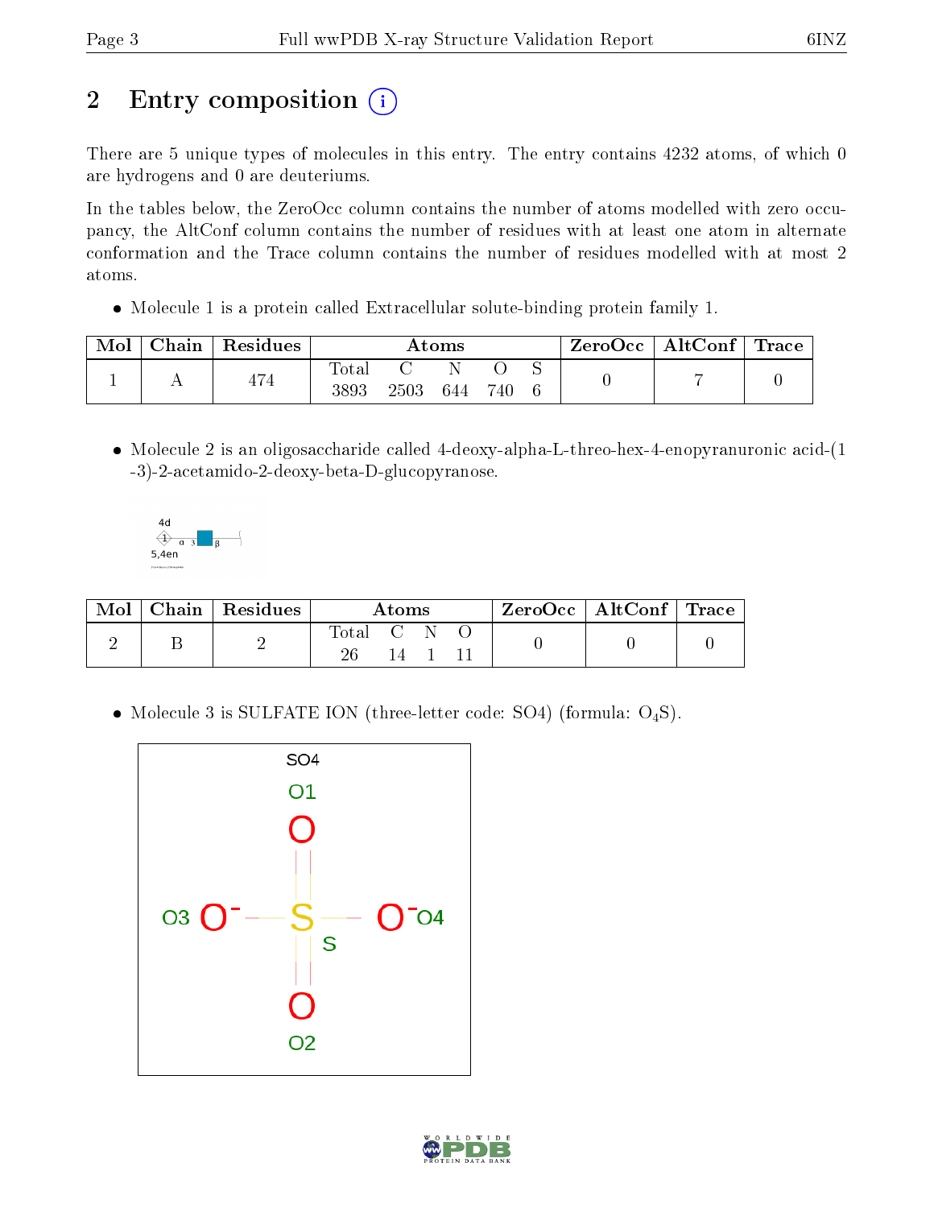# 2 Entry composition (i)

There are 5 unique types of molecules in this entry. The entry contains 4232 atoms, of which 0 are hydrogens and 0 are deuteriums.

In the tables below, the ZeroOcc column contains the number of atoms modelled with zero occupancy, the AltConf column contains the number of residues with at least one atom in alternate conformation and the Trace column contains the number of residues modelled with at most 2 atoms.

- Molecule 1 is a protein called Extracellular solute-binding protein family 1.

| Mol | Chain | Residues | Atoms | | | | | ZeroOcc | AltConf | Trace |
|---|---|---|---|---|---|---|---|---|---|---|
| | | | Total | C | N | O | S | | | |
| 1 | A | 474 | 3893 | 2503 | 644 | 740 | 6 | 0 | 7 | 0 |

- Molecule 2 is an oligosaccharide called 4-deoxy-alpha-L-threo-hex-4-enopyranuronic acid-(1-3)-2-acetamido-2-deoxy-beta-D-glucopyranose.

4d
1 α 3 β
5,4en

| Mol | Chain | Residues | Atoms | | | | ZeroOcc | AltConf | Trace |
|---|---|---|---|---|---|---|---|---|---|
| | | | Total | C | N | O | | | |
| 2 | B | 2 | 26 | 14 | 1 | 11 | 0 | 0 | 0 |

- Molecule 3 is SULFATE ION (three-letter code: SO4) (formula: $O_4S$).

SO4
O1
O3
S
O4
O2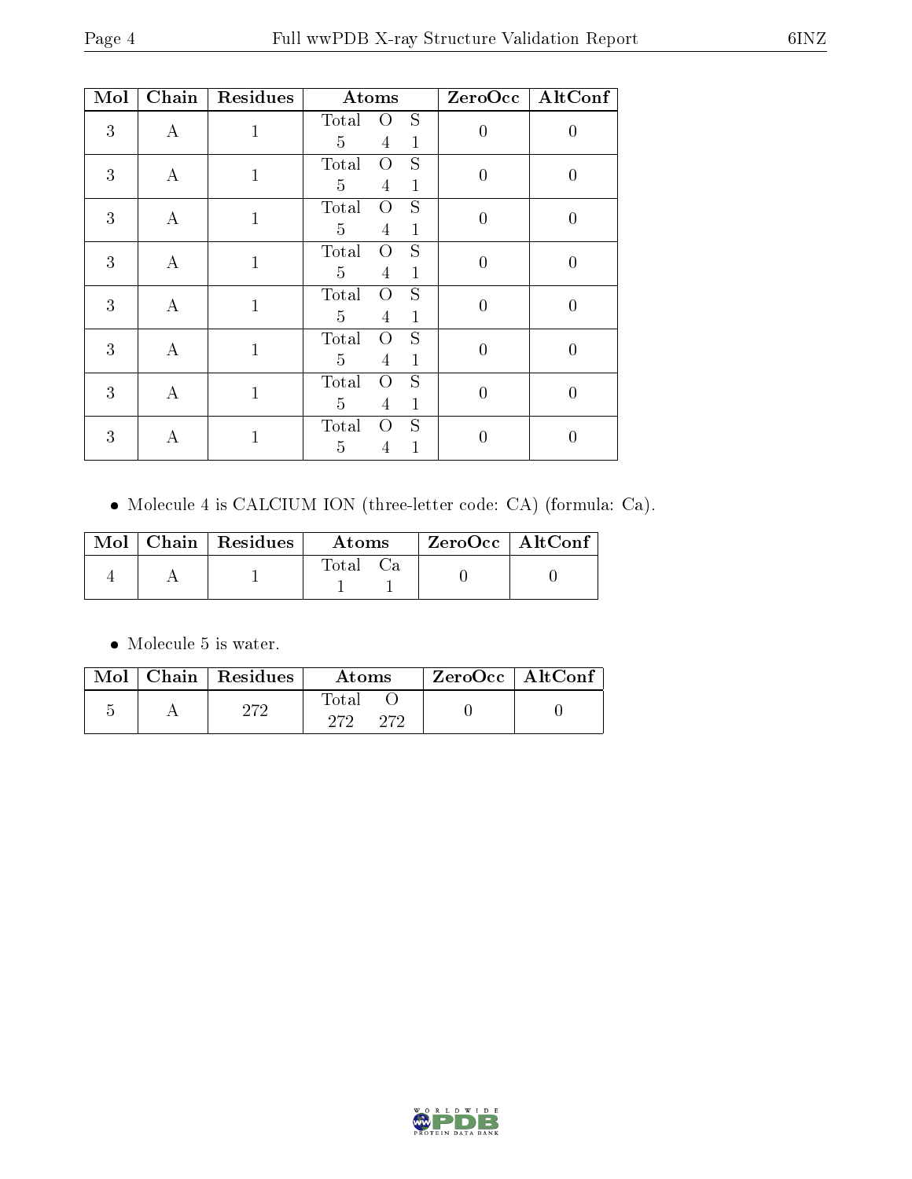| Mol | Chain | Residues | Atoms | | | ZeroOcc | AltConf |
|---|---|---|---|---|---|---|---|
| 3 | A | 1 | Total 5 | O 4 | S 1 | 0 | 0 |
| 3 | A | 1 | Total 5 | O 4 | S 1 | 0 | 0 |
| 3 | A | 1 | Total 5 | O 4 | S 1 | 0 | 0 |
| 3 | A | 1 | Total 5 | O 4 | S 1 | 0 | 0 |
| 3 | A | 1 | Total 5 | O 4 | S 1 | 0 | 0 |
| 3 | A | 1 | Total 5 | O 4 | S 1 | 0 | 0 |
| 3 | A | 1 | Total 5 | O 4 | S 1 | 0 | 0 |
| 3 | A | 1 | Total 5 | O 4 | S 1 | 0 | 0 |

- Molecule 4 is CALCIUM ION (three-letter code: CA) (formula: Ca).

| Mol | Chain | Residues | Atoms | | ZeroOcc | AltConf |
|---|---|---|---|---|---|---|
| 4 | A | 1 | Total 1 | Ca 1 | 0 | 0 |

- Molecule 5 is water.

| Mol | Chain | Residues | Atoms | | ZeroOcc | AltConf |
|---|---|---|---|---|---|---|
| 5 | A | 272 | Total 272 | O 272 | 0 | 0 |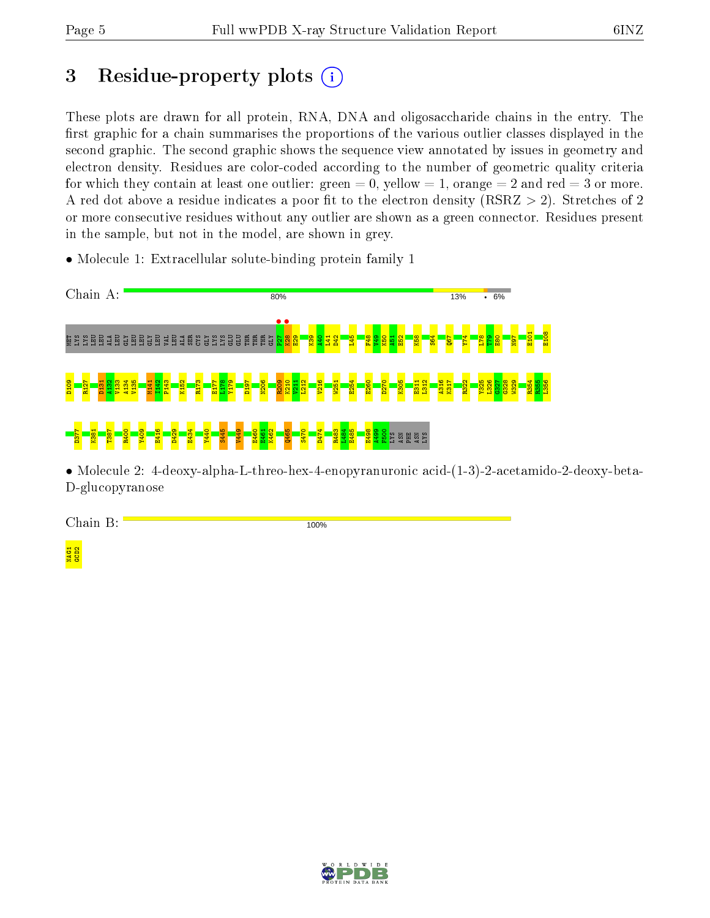# 3 Residue-property plots

These plots are drawn for all protein, RNA, DNA and oligosaccharide chains in the entry. The first graphic for a chain summarises the proportions of the various outlier classes displayed in the second graphic. The second graphic shows the sequence view annotated by issues in geometry and electron density. Residues are color-coded according to the number of geometric quality criteria for which they contain at least one outlier: green = 0, yellow = 1, orange = 2 and red = 3 or more. A red dot above a residue indicates a poor fit to the electron density (RSRZ > 2). Stretches of 2 or more consecutive residues without any outlier are shown as a green connector. Residues present in the sample, but not in the model, are shown in grey.

- Molecule 1: Extracellular solute-binding protein family 1

Chain A:

80%

13%

•

6%

MET LYS LYS LEU LEU ALA LEU GLY LEU LEU GLY LEU VAL LEU ALA SER CYS GLY LYS LYS GLU GLU THR THR THR GLY P27 K28 E29 K39 A40 L41 D42 L45 F48 V49 K50 A51 E52 K58 S64 Q67 Y74 L78 T79 E80 N97 E101 E108

D109 R127 D131 A132 V133 A134 V135 M141 I142 P143 K152 R173 E177 L178 Y179 D197 N206 R209 K210 V211 L212 V216 W251 E254 E260 D270 K305 E311 L312 A316 K317 R322 Y325 L326 G327 G328 W329 R354 R355 L356

D377 K381 T387 R400 Y409 E416 D429 E434 Y440 S445 V449 E460 E461 K462 Q465 S470 D474 R483 L484 E485 E498 A499 F500 LYS ASN PHE ASN LYS

- Molecule 2: 4-deoxy-alpha-L-threo-hex-4-enopyranuronic acid-(1-3)-2-acetamido-2-deoxy-beta-D-glucopyranose

Chain B:

100%

NAG1 GCD2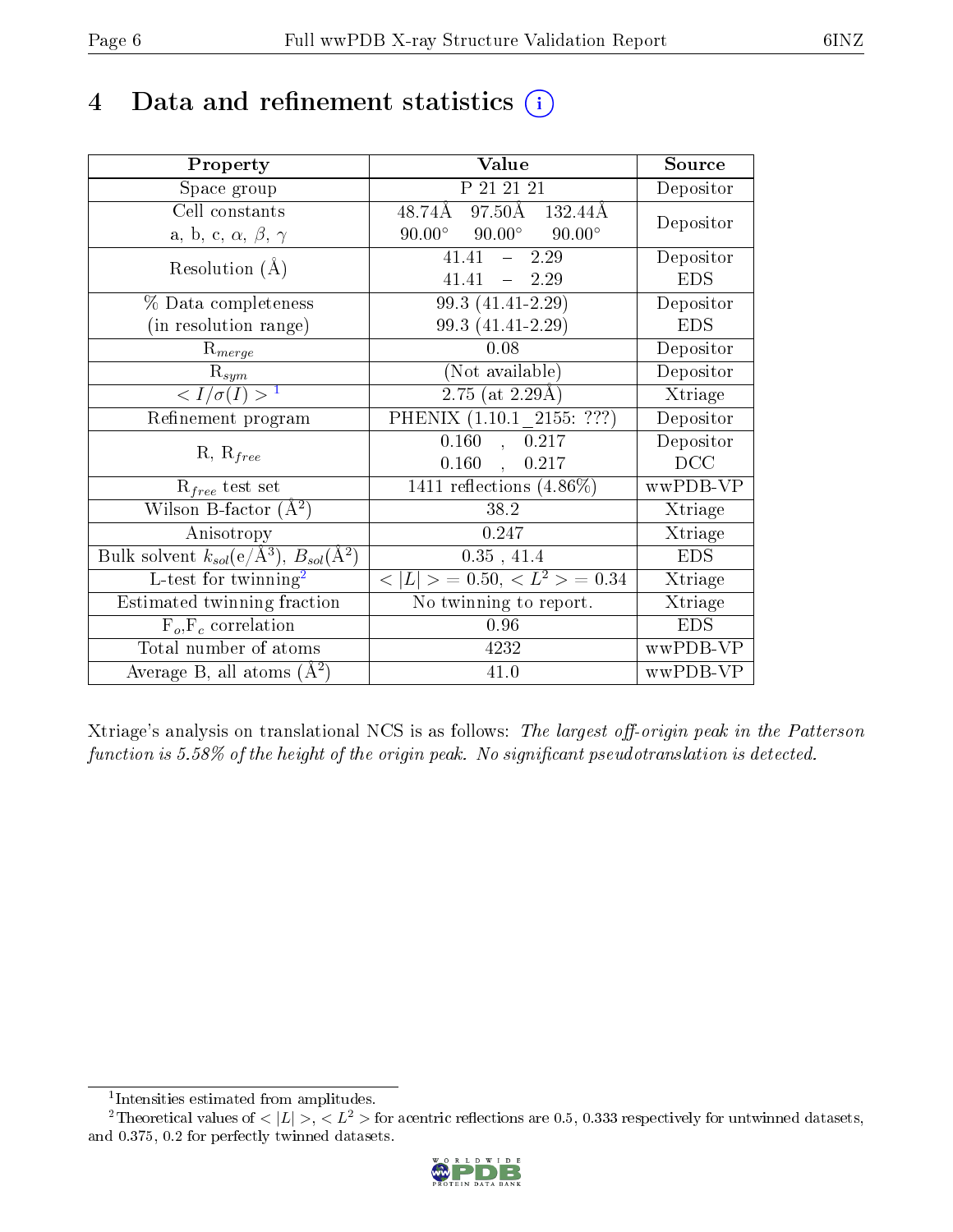# 4 Data and refinement statistics

| Property | Value | Source |
|---|---|---|
| Space group | P 21 21 21 | Depositor |
| Cell constants<br>a, b, c, $\alpha$, $\beta$, $\gamma$ | 48.74Å 97.50Å 132.44Å<br>90.00° 90.00° 90.00° | Depositor |
| Resolution (Å) | 41.41 – 2.29<br>41.41 – 2.29 | Depositor<br>EDS |
| % Data completeness<br>(in resolution range) | 99.3 (41.41-2.29)<br>99.3 (41.41-2.29) | Depositor<br>EDS |
| $R_{merge}$ | 0.08 | Depositor |
| $R_{sym}$ | (Not available) | Depositor |
| $< I/\sigma(I) >$ [1] | 2.75 (at 2.29Å) | Xtriage |
| Refinement program | PHENIX (1.10.1_2155: ???) | Depositor |
| R, $R_{free}$ | 0.160 , 0.217<br>0.160 , 0.217 | Depositor<br>DCC |
| $R_{free}$ test set | 1411 reflections (4.86%) | wwPDB-VP |
| Wilson B-factor (Å$^2$) | 38.2 | Xtriage |
| Anisotropy | 0.247 | Xtriage |
| Bulk solvent $k_{sol}$(e/Å$^3$), $B_{sol}$(Å$^2$) | 0.35 , 41.4 | EDS |
| L-test for twinning[2] | $< \|L\| >$ = 0.50, $< L^2 >$ = 0.34 | Xtriage |
| Estimated twinning fraction | No twinning to report. | Xtriage |
| $F_o$,$F_c$ correlation | 0.96 | EDS |
| Total number of atoms | 4232 | wwPDB-VP |
| Average B, all atoms (Å$^2$) | 41.0 | wwPDB-VP |

Xtriage's analysis on translational NCS is as follows: *The largest off-origin peak in the Patterson function is 5.58% of the height of the origin peak. No significant pseudotranslation is detected.*

[1] Intensities estimated from amplitudes.

[2] Theoretical values of $< |L| >$, $< L^2 >$ for acentric reflections are 0.5, 0.333 respectively for untwinned datasets, and 0.375, 0.2 for perfectly twinned datasets.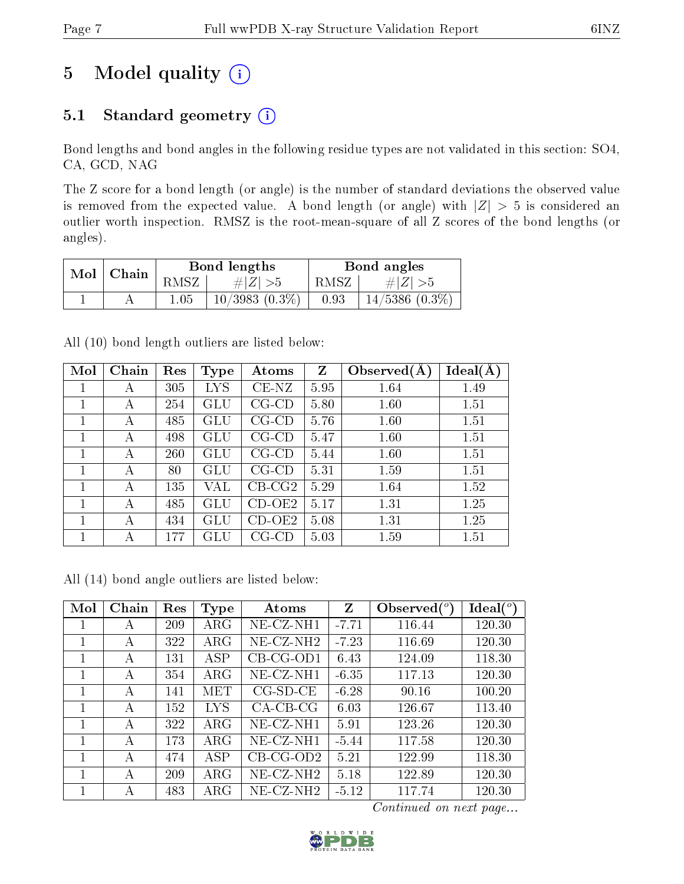# 5 Model quality (i)

## 5.1 Standard geometry (i)

Bond lengths and bond angles in the following residue types are not validated in this section: SO4, CA, GCD, NAG

The Z score for a bond length (or angle) is the number of standard deviations the observed value is removed from the expected value. A bond length (or angle) with $|Z| > 5$ is considered an outlier worth inspection. RMSZ is the root-mean-square of all Z scores of the bond lengths (or angles).

| Mol | Chain | Bond lengths | | Bond angles | |
|---|---|---|---|---|---|
| | | RMSZ | $\#|Z| > 5$ | RMSZ | $\#|Z| > 5$ |
| 1 | A | 1.05 | 10/3983 (0.3%) | 0.93 | 14/5386 (0.3%) |

All (10) bond length outliers are listed below:

| Mol | Chain | Res | Type | Atoms | Z | Observed(Å) | Ideal(Å) |
|---|---|---|---|---|---|---|---|
| 1 | A | 305 | LYS | CE-NZ | 5.95 | 1.64 | 1.49 |
| 1 | A | 254 | GLU | CG-CD | 5.80 | 1.60 | 1.51 |
| 1 | A | 485 | GLU | CG-CD | 5.76 | 1.60 | 1.51 |
| 1 | A | 498 | GLU | CG-CD | 5.47 | 1.60 | 1.51 |
| 1 | A | 260 | GLU | CG-CD | 5.44 | 1.60 | 1.51 |
| 1 | A | 80 | GLU | CG-CD | 5.31 | 1.59 | 1.51 |
| 1 | A | 135 | VAL | CB-CG2 | 5.29 | 1.64 | 1.52 |
| 1 | A | 485 | GLU | CD-OE2 | 5.17 | 1.31 | 1.25 |
| 1 | A | 434 | GLU | CD-OE2 | 5.08 | 1.31 | 1.25 |
| 1 | A | 177 | GLU | CG-CD | 5.03 | 1.59 | 1.51 |

All (14) bond angle outliers are listed below:

| Mol | Chain | Res | Type | Atoms | Z | Observed(°) | Ideal(°) |
|---|---|---|---|---|---|---|---|
| 1 | A | 209 | ARG | NE-CZ-NH1 | -7.71 | 116.44 | 120.30 |
| 1 | A | 322 | ARG | NE-CZ-NH2 | -7.23 | 116.69 | 120.30 |
| 1 | A | 131 | ASP | CB-CG-OD1 | 6.43 | 124.09 | 118.30 |
| 1 | A | 354 | ARG | NE-CZ-NH1 | -6.35 | 117.13 | 120.30 |
| 1 | A | 141 | MET | CG-SD-CE | -6.28 | 90.16 | 100.20 |
| 1 | A | 152 | LYS | CA-CB-CG | 6.03 | 126.67 | 113.40 |
| 1 | A | 322 | ARG | NE-CZ-NH1 | 5.91 | 123.26 | 120.30 |
| 1 | A | 173 | ARG | NE-CZ-NH1 | -5.44 | 117.58 | 120.30 |
| 1 | A | 474 | ASP | CB-CG-OD2 | 5.21 | 122.99 | 118.30 |
| 1 | A | 209 | ARG | NE-CZ-NH2 | 5.18 | 122.89 | 120.30 |
| 1 | A | 483 | ARG | NE-CZ-NH2 | -5.12 | 117.74 | 120.30 |

*Continued on next page...*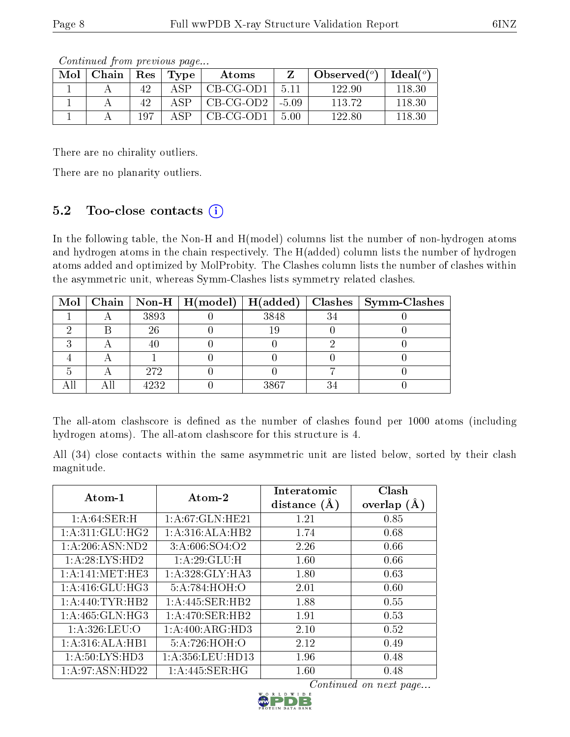*Continued from previous page...*

| Mol | Chain | Res | Type | Atoms | Z | Observed(°) | Ideal(°) |
|---|---|---|---|---|---|---|---|
| 1 | A | 42 | ASP | CB-CG-OD1 | 5.11 | 122.90 | 118.30 |
| 1 | A | 42 | ASP | CB-CG-OD2 | -5.09 | 113.72 | 118.30 |
| 1 | A | 197 | ASP | CB-CG-OD1 | 5.00 | 122.80 | 118.30 |

There are no chirality outliers.

There are no planarity outliers.

## 5.2 Too-close contacts (i)

In the following table, the Non-H and H(model) columns list the number of non-hydrogen atoms and hydrogen atoms in the chain respectively. The H(added) column lists the number of hydrogen atoms added and optimized by MolProbity. The Clashes column lists the number of clashes within the asymmetric unit, whereas Symm-Clashes lists symmetry related clashes.

| Mol | Chain | Non-H | H(model) | H(added) | Clashes | Symm-Clashes |
|---|---|---|---|---|---|---|
| 1 | A | 3893 | 0 | 3848 | 34 | 0 |
| 2 | B | 26 | 0 | 19 | 0 | 0 |
| 3 | A | 40 | 0 | 0 | 2 | 0 |
| 4 | A | 1 | 0 | 0 | 0 | 0 |
| 5 | A | 272 | 0 | 0 | 7 | 0 |
| All | All | 4232 | 0 | 3867 | 34 | 0 |

The all-atom clashscore is defined as the number of clashes found per 1000 atoms (including hydrogen atoms). The all-atom clashscore for this structure is 4.

All (34) close contacts within the same asymmetric unit are listed below, sorted by their clash magnitude.

| Atom-1 | Atom-2 | Interatomic distance (Å) | Clash overlap (Å) |
|---|---|---|---|
| 1:A:64:SER:H | 1:A:67:GLN:HE21 | 1.21 | 0.85 |
| 1:A:311:GLU:HG2 | 1:A:316:ALA:HB2 | 1.74 | 0.68 |
| 1:A:206:ASN:ND2 | 3:A:606:SO4:O2 | 2.26 | 0.66 |
| 1:A:28:LYS:HD2 | 1:A:29:GLU:H | 1.60 | 0.66 |
| 1:A:141:MET:HE3 | 1:A:328:GLY:HA3 | 1.80 | 0.63 |
| 1:A:416:GLU:HG3 | 5:A:784:HOH:O | 2.01 | 0.60 |
| 1:A:440:TYR:HB2 | 1:A:445:SER:HB2 | 1.88 | 0.55 |
| 1:A:465:GLN:HG3 | 1:A:470:SER:HB2 | 1.91 | 0.53 |
| 1:A:326:LEU:O | 1:A:400:ARG:HD3 | 2.10 | 0.52 |
| 1:A:316:ALA:HB1 | 5:A:726:HOH:O | 2.12 | 0.49 |
| 1:A:50:LYS:HD3 | 1:A:356:LEU:HD13 | 1.96 | 0.48 |
| 1:A:97:ASN:HD22 | 1:A:445:SER:HG | 1.60 | 0.48 |

*Continued on next page...*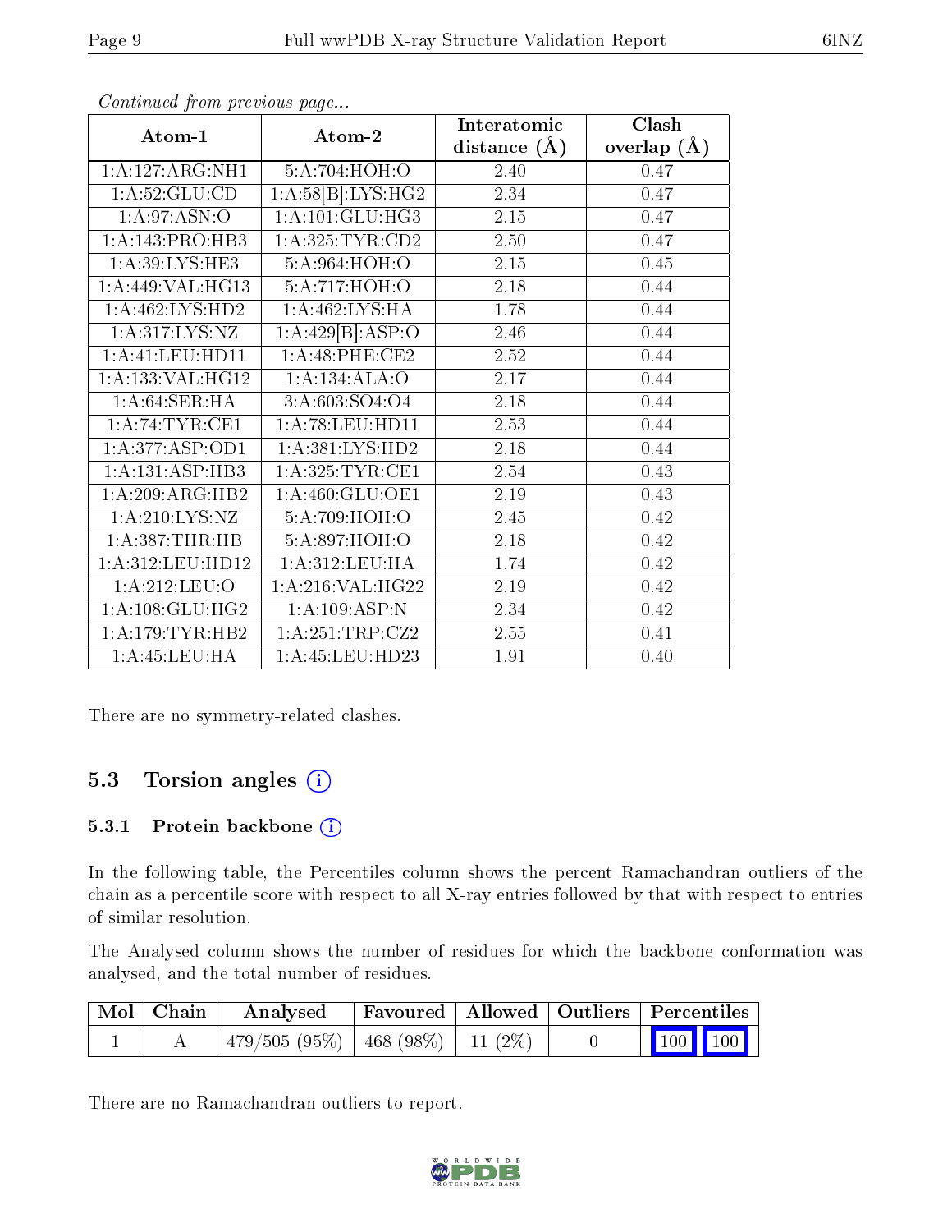*Continued from previous page...*

| Atom-1 | Atom-2 | Interatomic distance (Å) | Clash overlap (Å) |
|---|---|---|---|
| 1:A:127:ARG:NH1 | 5:A:704:HOH:O | 2.40 | 0.47 |
| 1:A:52:GLU:CD | 1:A:58[B]:LYS:HG2 | 2.34 | 0.47 |
| 1:A:97:ASN:O | 1:A:101:GLU:HG3 | 2.15 | 0.47 |
| 1:A:143:PRO:HB3 | 1:A:325:TYR:CD2 | 2.50 | 0.47 |
| 1:A:39:LYS:HE3 | 5:A:964:HOH:O | 2.15 | 0.45 |
| 1:A:449:VAL:HG13 | 5:A:717:HOH:O | 2.18 | 0.44 |
| 1:A:462:LYS:HD2 | 1:A:462:LYS:HA | 1.78 | 0.44 |
| 1:A:317:LYS:NZ | 1:A:429[B]:ASP:O | 2.46 | 0.44 |
| 1:A:41:LEU:HD11 | 1:A:48:PHE:CE2 | 2.52 | 0.44 |
| 1:A:133:VAL:HG12 | 1:A:134:ALA:O | 2.17 | 0.44 |
| 1:A:64:SER:HA | 3:A:603:SO4:O4 | 2.18 | 0.44 |
| 1:A:74:TYR:CE1 | 1:A:78:LEU:HD11 | 2.53 | 0.44 |
| 1:A:377:ASP:OD1 | 1:A:381:LYS:HD2 | 2.18 | 0.44 |
| 1:A:131:ASP:HB3 | 1:A:325:TYR:CE1 | 2.54 | 0.43 |
| 1:A:209:ARG:HB2 | 1:A:460:GLU:OE1 | 2.19 | 0.43 |
| 1:A:210:LYS:NZ | 5:A:709:HOH:O | 2.45 | 0.42 |
| 1:A:387:THR:HB | 5:A:897:HOH:O | 2.18 | 0.42 |
| 1:A:312:LEU:HD12 | 1:A:312:LEU:HA | 1.74 | 0.42 |
| 1:A:212:LEU:O | 1:A:216:VAL:HG22 | 2.19 | 0.42 |
| 1:A:108:GLU:HG2 | 1:A:109:ASP:N | 2.34 | 0.42 |
| 1:A:179:TYR:HB2 | 1:A:251:TRP:CZ2 | 2.55 | 0.41 |
| 1:A:45:LEU:HA | 1:A:45:LEU:HD23 | 1.91 | 0.40 |

There are no symmetry-related clashes.

## 5.3 Torsion angles

### 5.3.1 Protein backbone

In the following table, the Percentiles column shows the percent Ramachandran outliers of the chain as a percentile score with respect to all X-ray entries followed by that with respect to entries of similar resolution.

The Analysed column shows the number of residues for which the backbone conformation was analysed, and the total number of residues.

| Mol | Chain | Analysed | Favoured | Allowed | Outliers | Percentiles | |
|---|---|---|---|---|---|---|---|
| 1 | A | 479/505 (95%) | 468 (98%) | 11 (2%) | 0 | 100 | 100 |

There are no Ramachandran outliers to report.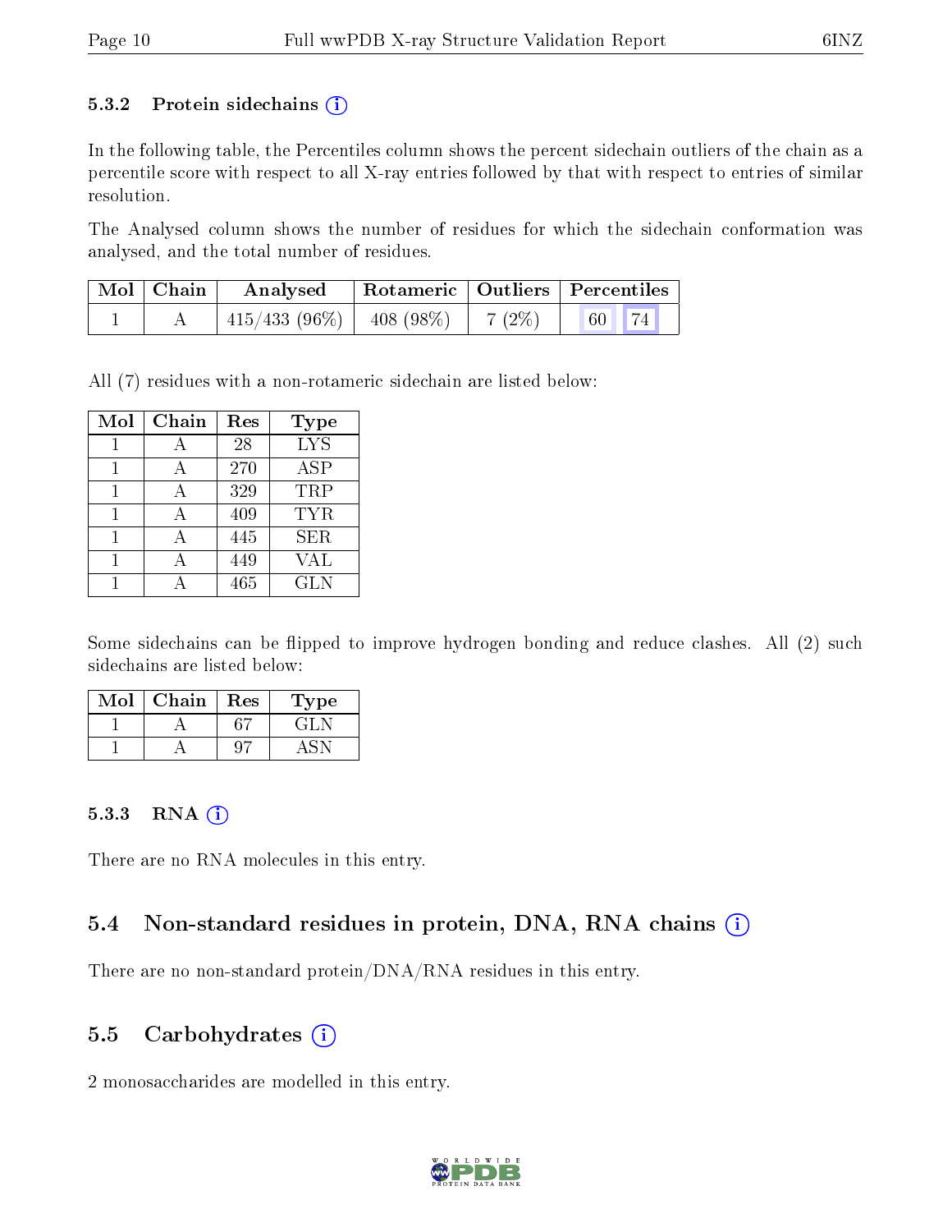### 5.3.2 Protein sidechains

In the following table, the Percentiles column shows the percent sidechain outliers of the chain as a percentile score with respect to all X-ray entries followed by that with respect to entries of similar resolution.

The Analysed column shows the number of residues for which the sidechain conformation was analysed, and the total number of residues.

| Mol | Chain | Analysed | Rotameric | Outliers | Percentiles | |
|---|---|---|---|---|---|---|
| 1 | A | 415/433 (96%) | 408 (98%) | 7 (2%) | 60 | 74 |

All (7) residues with a non-rotameric sidechain are listed below:

| Mol | Chain | Res | Type |
|---|---|---|---|
| 1 | A | 28 | LYS |
| 1 | A | 270 | ASP |
| 1 | A | 329 | TRP |
| 1 | A | 409 | TYR |
| 1 | A | 445 | SER |
| 1 | A | 449 | VAL |
| 1 | A | 465 | GLN |

Some sidechains can be flipped to improve hydrogen bonding and reduce clashes. All (2) such sidechains are listed below:

| Mol | Chain | Res | Type |
|---|---|---|---|
| 1 | A | 67 | GLN |
| 1 | A | 97 | ASN |

### 5.3.3 RNA

There are no RNA molecules in this entry.

## 5.4 Non-standard residues in protein, DNA, RNA chains

There are no non-standard protein/DNA/RNA residues in this entry.

## 5.5 Carbohydrates

2 monosaccharides are modelled in this entry.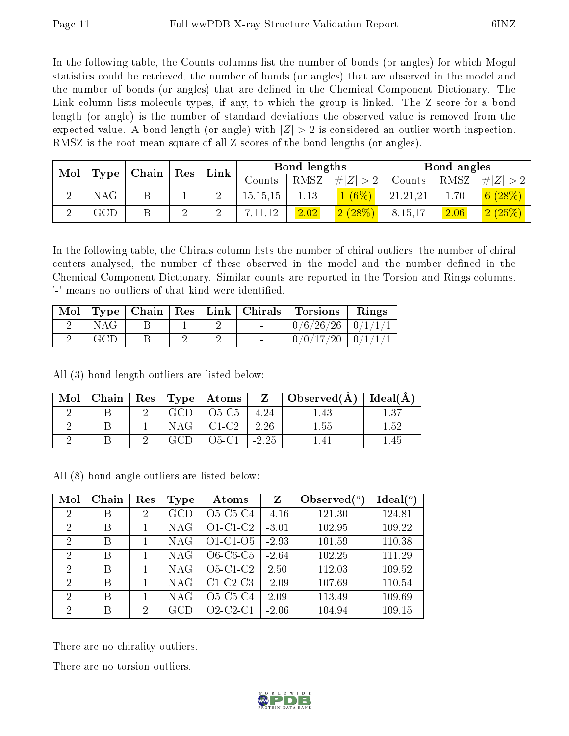In the following table, the Counts columns list the number of bonds (or angles) for which Mogul statistics could be retrieved, the number of bonds (or angles) that are observed in the model and the number of bonds (or angles) that are defined in the Chemical Component Dictionary. The Link column lists molecule types, if any, to which the group is linked. The Z score for a bond length (or angle) is the number of standard deviations the observed value is removed from the expected value. A bond length (or angle) with $|Z| > 2$ is considered an outlier worth inspection. RMSZ is the root-mean-square of all Z scores of the bond lengths (or angles).

| Mol | Type | Chain | Res | Link | Bond lengths | | | Bond angles | | |
|---|---|---|---|---|---|---|---|---|---|---|
| | | | | | Counts | RMSZ | $\#\|Z\| > 2$ | Counts | RMSZ | $\#\|Z\| > 2$ |
| 2 | NAG | B | 1 | 2 | 15,15,15 | 1.13 | 1 (6%) | 21,21,21 | 1.70 | 6 (28%) |
| 2 | GCD | B | 2 | 2 | 7,11,12 | 2.02 | 2 (28%) | 8,15,17 | 2.06 | 2 (25%) |

In the following table, the Chirals column lists the number of chiral outliers, the number of chiral centers analysed, the number of these observed in the model and the number defined in the Chemical Component Dictionary. Similar counts are reported in the Torsion and Rings columns. '-' means no outliers of that kind were identified.

| Mol | Type | Chain | Res | Link | Chirals | Torsions | Rings |
|---|---|---|---|---|---|---|---|
| 2 | NAG | B | 1 | 2 | - | 0/6/26/26 | 0/1/1/1 |
| 2 | GCD | B | 2 | 2 | - | 0/0/17/20 | 0/1/1/1 |

All (3) bond length outliers are listed below:

| Mol | Chain | Res | Type | Atoms | Z | Observed(Å) | Ideal(Å) |
|---|---|---|---|---|---|---|---|
| 2 | B | 2 | GCD | O5-C5 | 4.24 | 1.43 | 1.37 |
| 2 | B | 1 | NAG | C1-C2 | 2.26 | 1.55 | 1.52 |
| 2 | B | 2 | GCD | O5-C1 | -2.25 | 1.41 | 1.45 |

All (8) bond angle outliers are listed below:

| Mol | Chain | Res | Type | Atoms | Z | Observed(°) | Ideal(°) |
|---|---|---|---|---|---|---|---|
| 2 | B | 2 | GCD | O5-C5-C4 | -4.16 | 121.30 | 124.81 |
| 2 | B | 1 | NAG | O1-C1-C2 | -3.01 | 102.95 | 109.22 |
| 2 | B | 1 | NAG | O1-C1-O5 | -2.93 | 101.59 | 110.38 |
| 2 | B | 1 | NAG | O6-C6-C5 | -2.64 | 102.25 | 111.29 |
| 2 | B | 1 | NAG | O5-C1-C2 | 2.50 | 112.03 | 109.52 |
| 2 | B | 1 | NAG | C1-C2-C3 | -2.09 | 107.69 | 110.54 |
| 2 | B | 1 | NAG | O5-C5-C4 | 2.09 | 113.49 | 109.69 |
| 2 | B | 2 | GCD | O2-C2-C1 | -2.06 | 104.94 | 109.15 |

There are no chirality outliers.

There are no torsion outliers.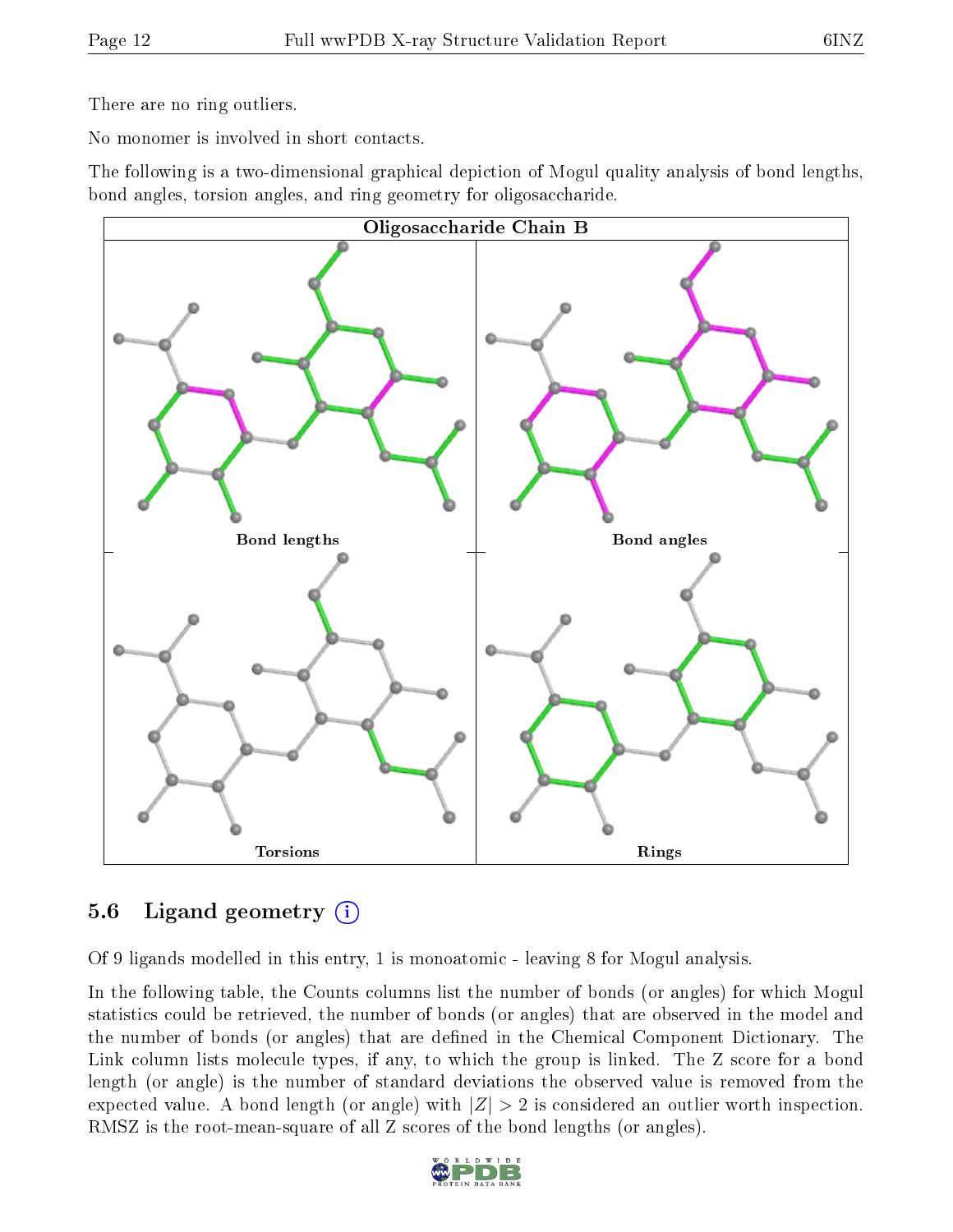There are no ring outliers.

No monomer is involved in short contacts.

The following is a two-dimensional graphical depiction of Mogul quality analysis of bond lengths, bond angles, torsion angles, and ring geometry for oligosaccharide.

Oligosaccharide Chain B

Bond lengths

Bond angles

Torsions

Rings

## 5.6 Ligand geometry

Of 9 ligands modelled in this entry, 1 is monoatomic - leaving 8 for Mogul analysis.

In the following table, the Counts columns list the number of bonds (or angles) for which Mogul statistics could be retrieved, the number of bonds (or angles) that are observed in the model and the number of bonds (or angles) that are defined in the Chemical Component Dictionary. The Link column lists molecule types, if any, to which the group is linked. The Z score for a bond length (or angle) is the number of standard deviations the observed value is removed from the expected value. A bond length (or angle) with $|Z| > 2$ is considered an outlier worth inspection. RMSZ is the root-mean-square of all Z scores of the bond lengths (or angles).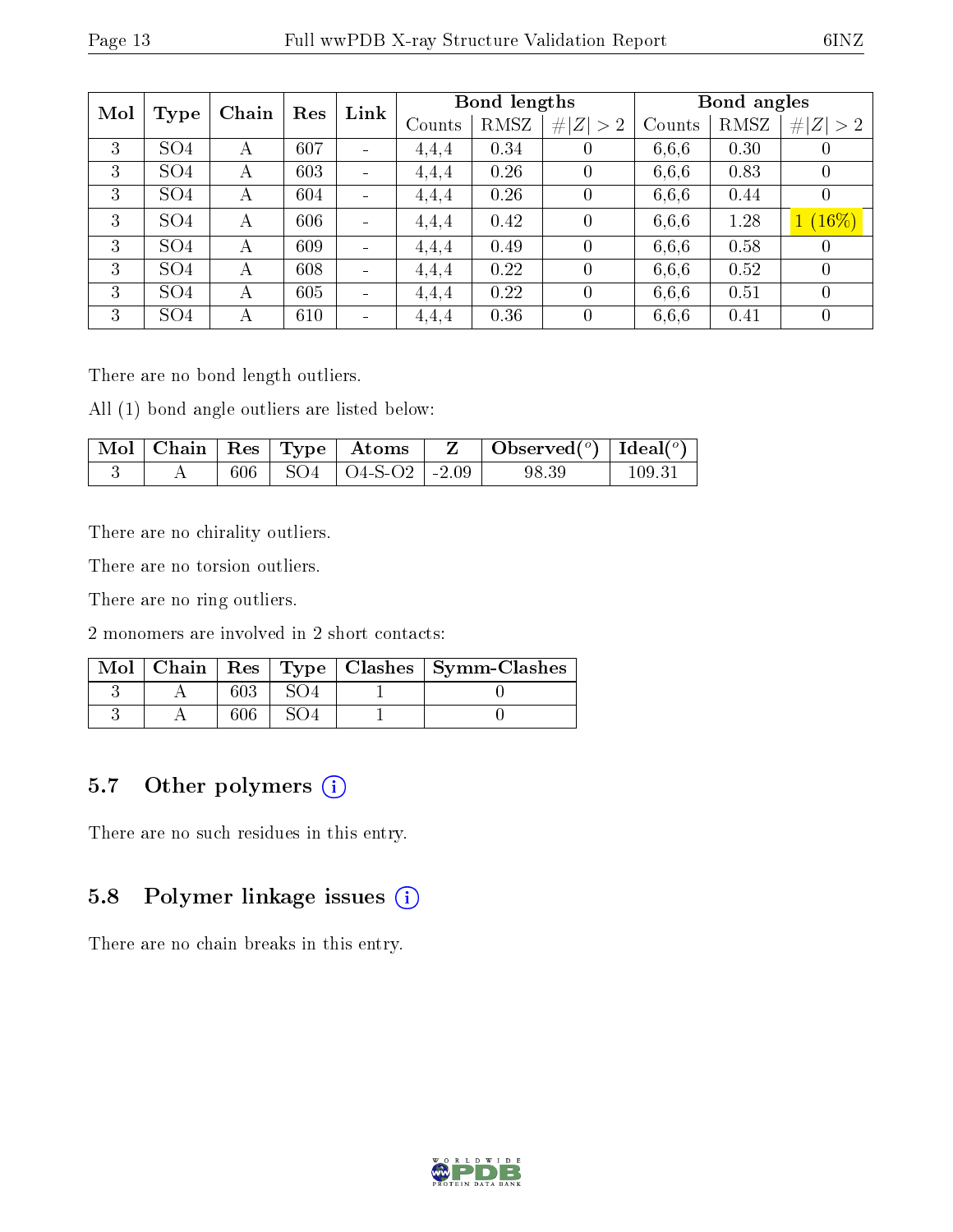| Mol | Type | Chain | Res | Link | Bond lengths | | | Bond angles | | |
|---|---|---|---|---|---|---|---|---|---|---|
| | | | | | Counts | RMSZ | #\|Z\| > 2 | Counts | RMSZ | #\|Z\| > 2 |
| 3 | SO4 | A | 607 | - | 4,4,4 | 0.34 | 0 | 6,6,6 | 0.30 | 0 |
| 3 | SO4 | A | 603 | - | 4,4,4 | 0.26 | 0 | 6,6,6 | 0.83 | 0 |
| 3 | SO4 | A | 604 | - | 4,4,4 | 0.26 | 0 | 6,6,6 | 0.44 | 0 |
| 3 | SO4 | A | 606 | - | 4,4,4 | 0.42 | 0 | 6,6,6 | 1.28 | 1 (16%) |
| 3 | SO4 | A | 609 | - | 4,4,4 | 0.49 | 0 | 6,6,6 | 0.58 | 0 |
| 3 | SO4 | A | 608 | - | 4,4,4 | 0.22 | 0 | 6,6,6 | 0.52 | 0 |
| 3 | SO4 | A | 605 | - | 4,4,4 | 0.22 | 0 | 6,6,6 | 0.51 | 0 |
| 3 | SO4 | A | 610 | - | 4,4,4 | 0.36 | 0 | 6,6,6 | 0.41 | 0 |

There are no bond length outliers.

All (1) bond angle outliers are listed below:

| Mol | Chain | Res | Type | Atoms | Z | Observed(°) | Ideal(°) |
|---|---|---|---|---|---|---|---|
| 3 | A | 606 | SO4 | O4-S-O2 | -2.09 | 98.39 | 109.31 |

There are no chirality outliers.

There are no torsion outliers.

There are no ring outliers.

2 monomers are involved in 2 short contacts:

| Mol | Chain | Res | Type | Clashes | Symm-Clashes |
|---|---|---|---|---|---|
| 3 | A | 603 | SO4 | 1 | 0 |
| 3 | A | 606 | SO4 | 1 | 0 |

## 5.7 Other polymers

There are no such residues in this entry.

## 5.8 Polymer linkage issues

There are no chain breaks in this entry.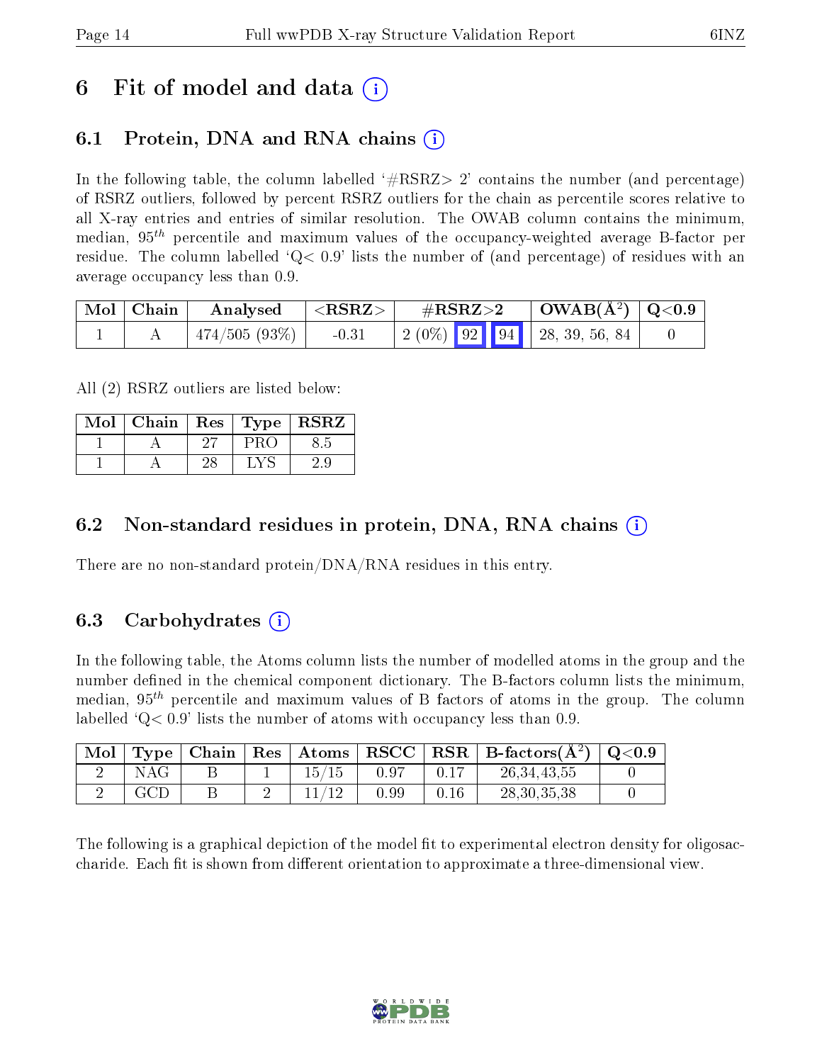# 6 Fit of model and data (i)

## 6.1 Protein, DNA and RNA chains (i)

In the following table, the column labelled '#RSRZ> 2' contains the number (and percentage) of RSRZ outliers, followed by percent RSRZ outliers for the chain as percentile scores relative to all X-ray entries and entries of similar resolution. The OWAB column contains the minimum, median, $95^{th}$ percentile and maximum values of the occupancy-weighted average B-factor per residue. The column labelled 'Q< 0.9' lists the number of (and percentage) of residues with an average occupancy less than 0.9.

| Mol | Chain | Analysed | <RSRZ> | #RSRZ>2 | | | OWAB($Å^2$) | Q<0.9 |
|---|---|---|---|---|---|---|---|---|
| 1 | A | 474/505 (93%) | -0.31 | 2 (0%) | 92 | 94 | 28, 39, 56, 84 | 0 |

All (2) RSRZ outliers are listed below:

| Mol | Chain | Res | Type | RSRZ |
|---|---|---|---|---|
| 1 | A | 27 | PRO | 8.5 |
| 1 | A | 28 | LYS | 2.9 |

## 6.2 Non-standard residues in protein, DNA, RNA chains (i)

There are no non-standard protein/DNA/RNA residues in this entry.

## 6.3 Carbohydrates (i)

In the following table, the Atoms column lists the number of modelled atoms in the group and the number defined in the chemical component dictionary. The B-factors column lists the minimum, median, $95^{th}$ percentile and maximum values of B factors of atoms in the group. The column labelled 'Q< 0.9' lists the number of atoms with occupancy less than 0.9.

| Mol | Type | Chain | Res | Atoms | RSCC | RSR | B-factors($Å^2$) | Q<0.9 |
|---|---|---|---|---|---|---|---|---|
| 2 | NAG | B | 1 | 15/15 | 0.97 | 0.17 | 26,34,43,55 | 0 |
| 2 | GCD | B | 2 | 11/12 | 0.99 | 0.16 | 28,30,35,38 | 0 |

The following is a graphical depiction of the model fit to experimental electron density for oligosaccharide. Each fit is shown from different orientation to approximate a three-dimensional view.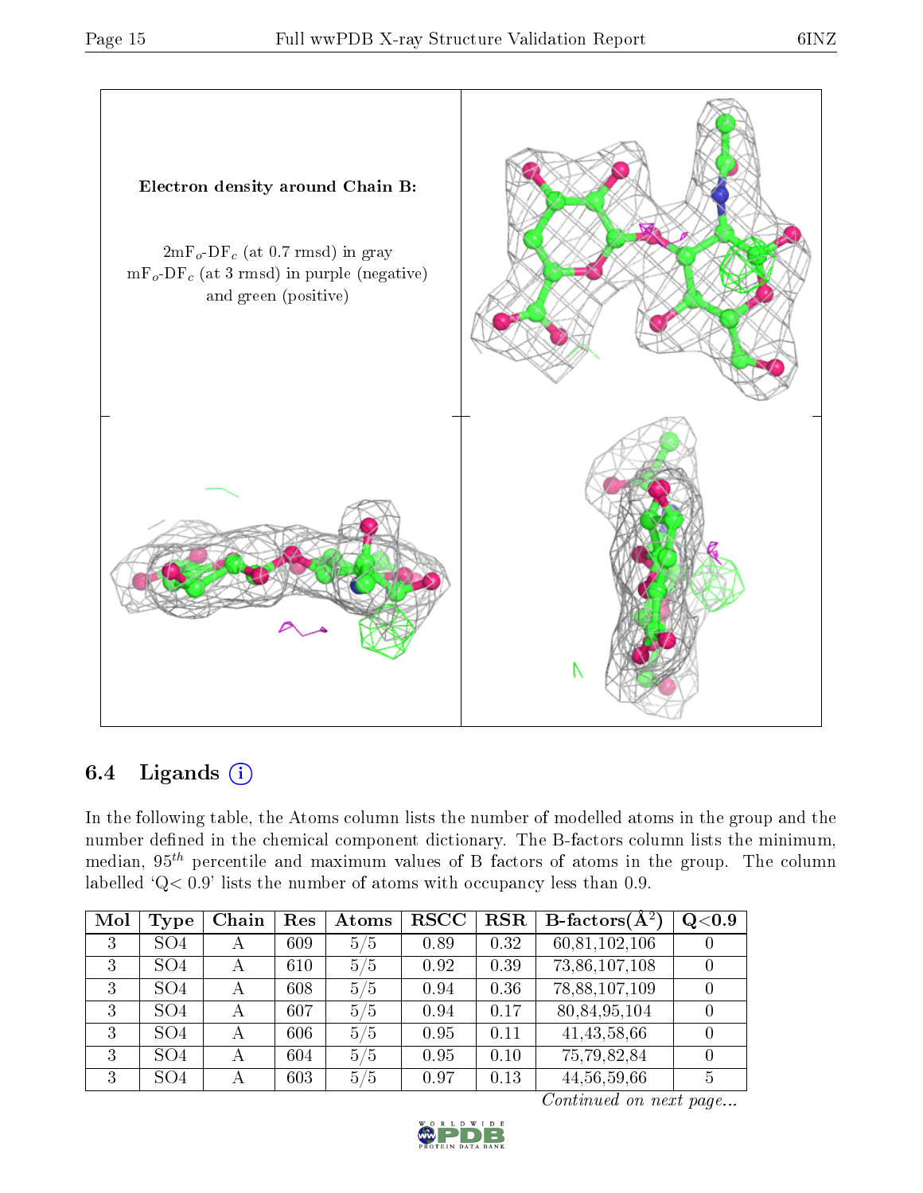Electron density around Chain B:

$2mF_o$-$DF_c$ (at 0.7 rmsd) in gray
$mF_o$-$DF_c$ (at 3 rmsd) in purple (negative)
and green (positive)

## 6.4 Ligands (i)

In the following table, the Atoms column lists the number of modelled atoms in the group and the number defined in the chemical component dictionary. The B-factors column lists the minimum, median, $95^{th}$ percentile and maximum values of B factors of atoms in the group. The column labelled 'Q< 0.9' lists the number of atoms with occupancy less than 0.9.

| Mol | Type | Chain | Res | Atoms | RSCC | RSR | B-factors($Å^2$) | Q<0.9 |
|---|---|---|---|---|---|---|---|---|
| 3 | SO4 | A | 609 | 5/5 | 0.89 | 0.32 | 60,81,102,106 | 0 |
| 3 | SO4 | A | 610 | 5/5 | 0.92 | 0.39 | 73,86,107,108 | 0 |
| 3 | SO4 | A | 608 | 5/5 | 0.94 | 0.36 | 78,88,107,109 | 0 |
| 3 | SO4 | A | 607 | 5/5 | 0.94 | 0.17 | 80,84,95,104 | 0 |
| 3 | SO4 | A | 606 | 5/5 | 0.95 | 0.11 | 41,43,58,66 | 0 |
| 3 | SO4 | A | 604 | 5/5 | 0.95 | 0.10 | 75,79,82,84 | 0 |
| 3 | SO4 | A | 603 | 5/5 | 0.97 | 0.13 | 44,56,59,66 | 5 |

*Continued on next page...*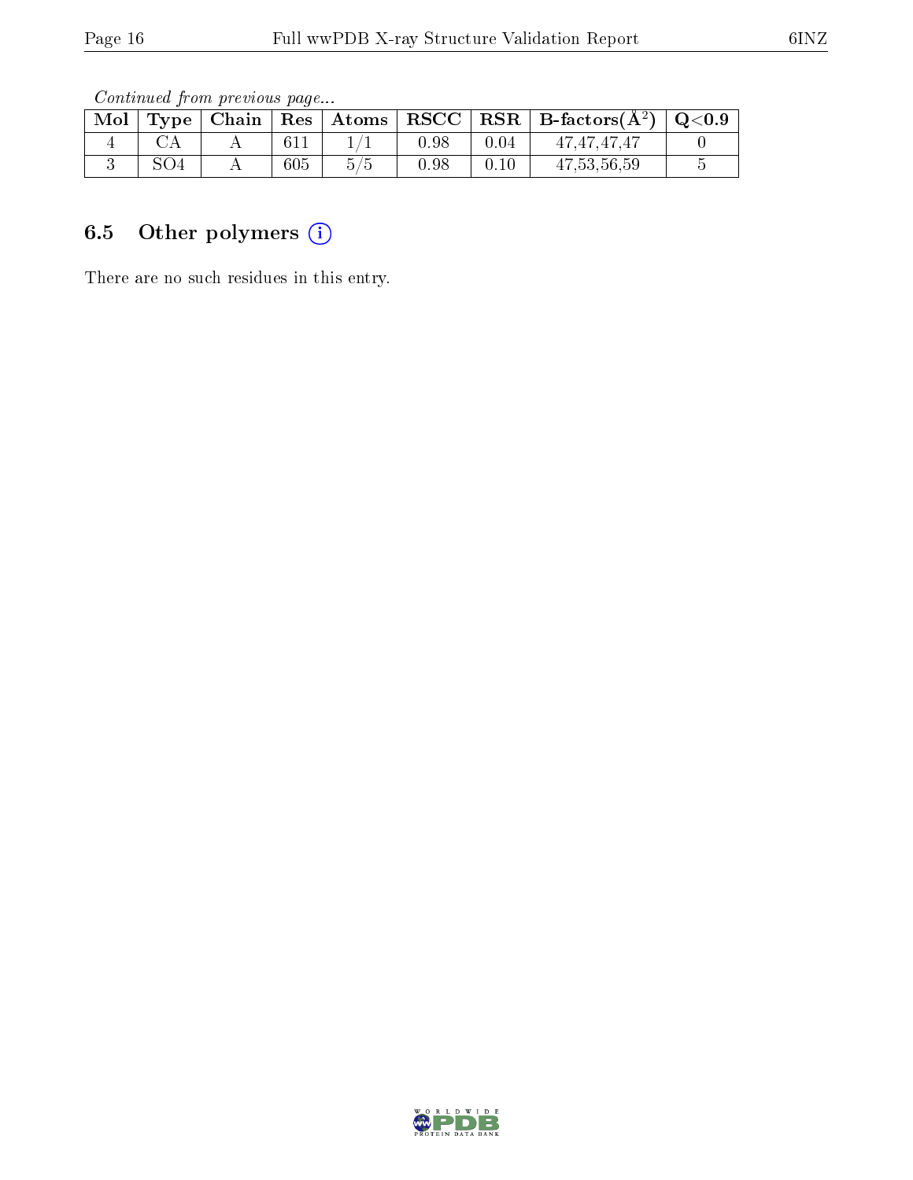*Continued from previous page...*

| Mol | Type | Chain | Res | Atoms | RSCC | RSR | B-factors($Å^2$) | Q<0.9 |
|---|---|---|---|---|---|---|---|---|
| 4 | CA | A | 611 | 1/1 | 0.98 | 0.04 | 47,47,47,47 | 0 |
| 3 | SO4 | A | 605 | 5/5 | 0.98 | 0.10 | 47,53,56,59 | 5 |

## 6.5 Other polymers

There are no such residues in this entry.